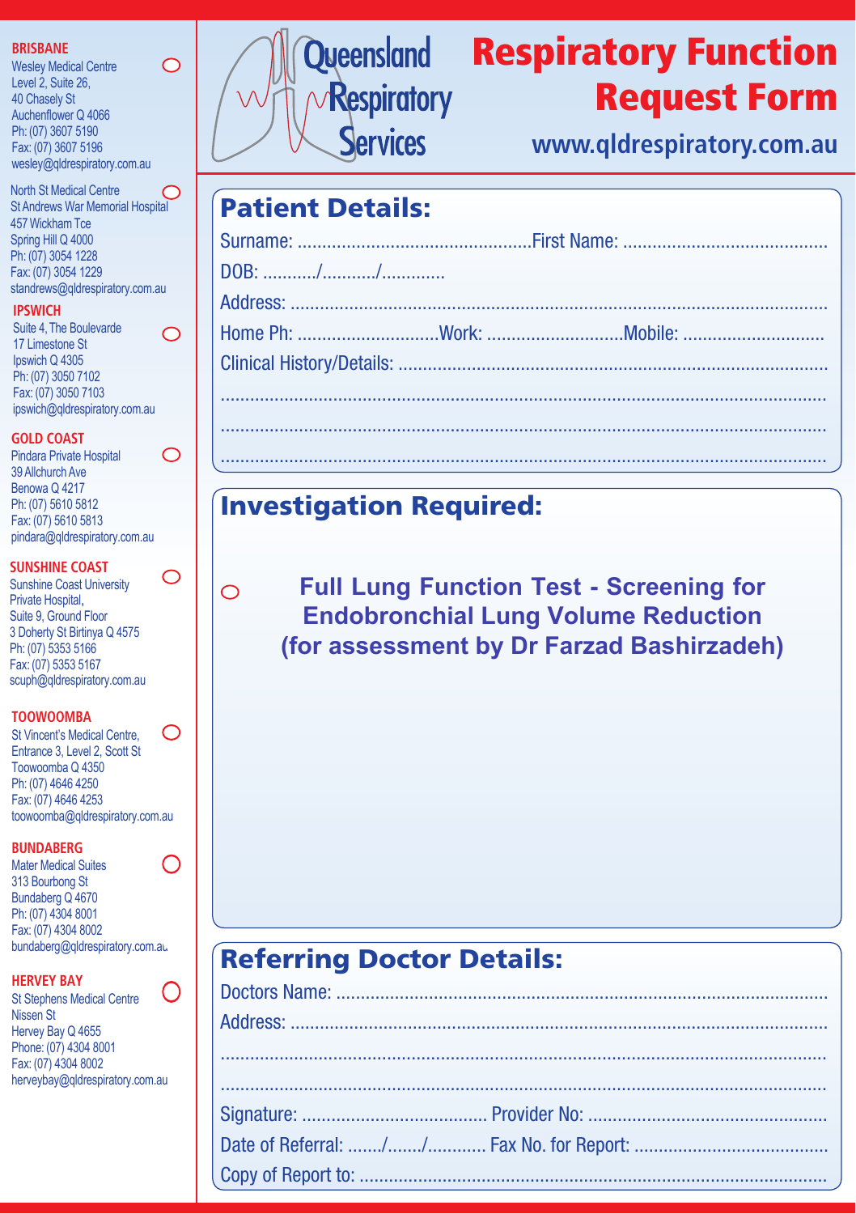# Queensland Respiratory Services

# Respiratory Function Request Form

**www.qldrespiratory.com.au**

**BRISBANE**

Wesley Medical Centre ○
Level 2, Suite 26,
40 Chasely St
Auchenflower Q 4066
Ph: (07) 3607 5190
Fax: (07) 3607 5196
wesley@qldrespiratory.com.au

North St Medical Centre ○
St Andrews War Memorial Hospital
457 Wickham Tce
Spring Hill Q 4000
Ph: (07) 3054 1228
Fax: (07) 3054 1229
standrews@qldrespiratory.com.au

**IPSWICH**

Suite 4, The Boulevarde ○
17 Limestone St
Ipswich Q 4305
Ph: (07) 3050 7102
Fax: (07) 3050 7103
ipswich@qldrespiratory.com.au

**GOLD COAST**

Pindara Private Hospital ○
39 Allchurch Ave
Benowa Q 4217
Ph: (07) 5610 5812
Fax: (07) 5610 5813
pindara@qldrespiratory.com.au

**SUNSHINE COAST**

Sunshine Coast University ○
Private Hospital,
Suite 9, Ground Floor
3 Doherty St Birtinya Q 4575
Ph: (07) 5353 5166
Fax: (07) 5353 5167
scuph@qldrespiratory.com.au

**TOOWOOMBA**

St Vincent's Medical Centre, ○
Entrance 3, Level 2, Scott St
Toowoomba Q 4350
Ph: (07) 4646 4250
Fax: (07) 4646 4253
toowoomba@qldrespiratory.com.au

**BUNDABERG**

Mater Medical Suites ○
313 Bourbong St
Bundaberg Q 4670
Ph: (07) 4304 8001
Fax: (07) 4304 8002
bundaberg@qldrespiratory.com.au

**HERVEY BAY**

St Stephens Medical Centre ○
Nissen St
Hervey Bay Q 4655
Phone: (07) 4304 8001
Fax: (07) 4304 8002
herveybay@qldrespiratory.com.au

## Patient Details:

Surname: ............................................... First Name: .........................................

DOB: .........../.........../............

Address: ...........................................................................................................

Home Ph: ............................ Work: ........................... Mobile: ............................

Clinical History/Details: ......................................................................................

...........................................................................................................................

...........................................................................................................................

...........................................................................................................................

## Investigation Required:

○ **Full Lung Function Test - Screening for Endobronchial Lung Volume Reduction (for assessment by Dr Farzad Bashirzadeh)**

## Referring Doctor Details:

Doctors Name: ....................................................................................................

Address: ...........................................................................................................

...........................................................................................................................

...........................................................................................................................

Signature: ..................................... Provider No: ................................................

Date of Referral: ......./......./............ Fax No. for Report: .......................................

Copy of Report to: ..............................................................................................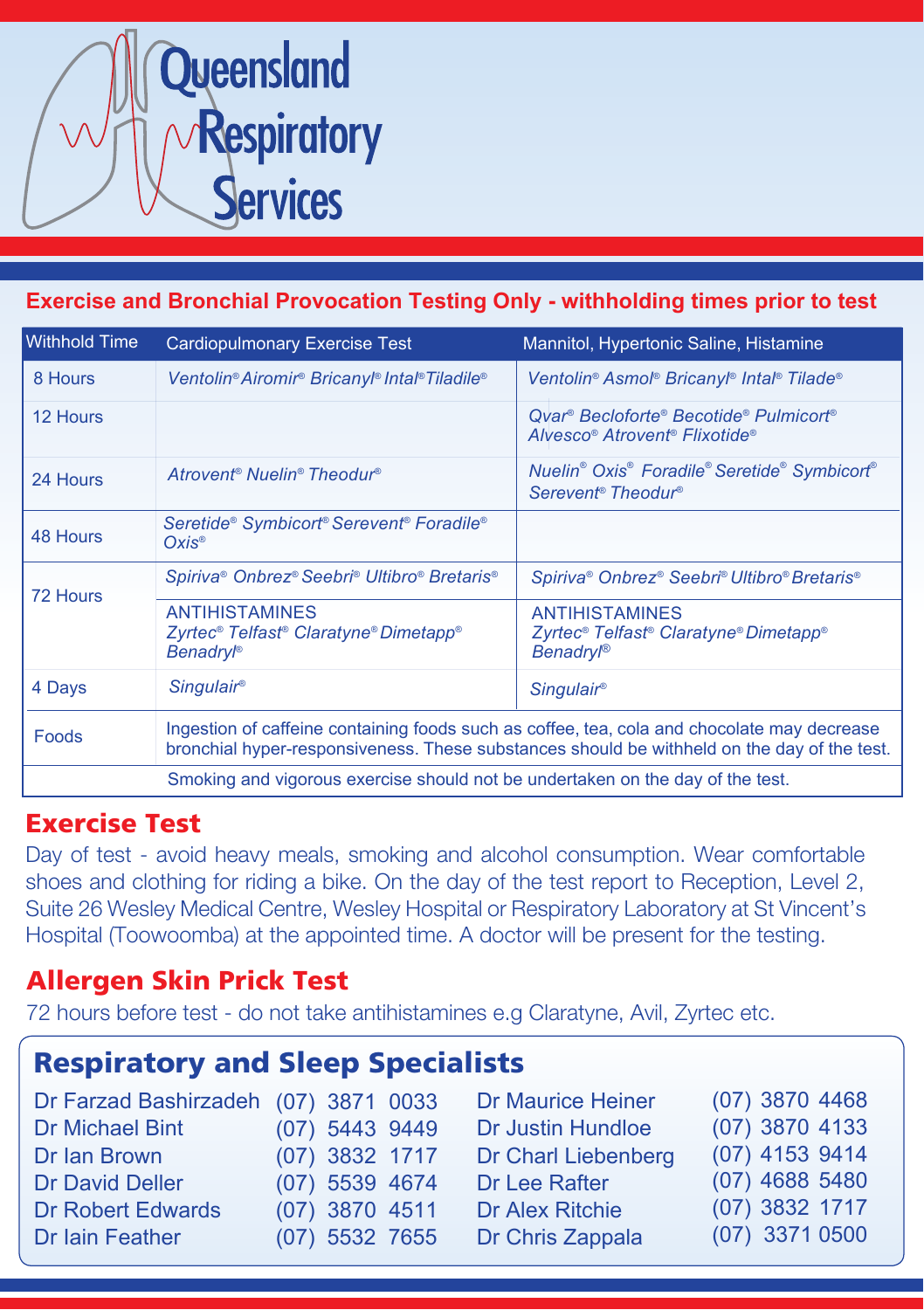# Queensland Respiratory Services

## Exercise and Bronchial Provocation Testing Only - withholding times prior to test

| Withhold Time | Cardiopulmonary Exercise Test | Mannitol, Hypertonic Saline, Histamine |
|---|---|---|
| 8 Hours | *Ventolin® Airomir® Bricanyl® Intal® Tiladile®* | *Ventolin® Asmol® Bricanyl® Intal® Tilade®* |
| 12 Hours | | *Qvar® Becloforte® Becotide® Pulmicort® Alvesco® Atrovent® Flixotide®* |
| 24 Hours | *Atrovent® Nuelin® Theodur®* | *Nuelin® Oxis® Foradile® Seretide® Symbicort® Serevent® Theodur®* |
| 48 Hours | *Seretide® Symbicort® Serevent® Foradile® Oxis®* | |
| 72 Hours | *Spiriva® Onbrez® Seebri® Ultibro® Bretaris®* | *Spiriva® Onbrez® Seebri® Ultibro® Bretaris®* |
| | ANTIHISTAMINES *Zyrtec® Telfast® Claratyne® Dimetapp® Benadryl®* | ANTIHISTAMINES *Zyrtec® Telfast® Claratyne® Dimetapp® Benadryl®* |
| 4 Days | *Singulair®* | *Singulair®* |
| Foods | Ingestion of caffeine containing foods such as coffee, tea, cola and chocolate may decrease bronchial hyper-responsiveness. These substances should be withheld on the day of the test. | |
| | Smoking and vigorous exercise should not be undertaken on the day of the test. | |

## Exercise Test

Day of test - avoid heavy meals, smoking and alcohol consumption. Wear comfortable shoes and clothing for riding a bike. On the day of the test report to Reception, Level 2, Suite 26 Wesley Medical Centre, Wesley Hospital or Respiratory Laboratory at St Vincent's Hospital (Toowoomba) at the appointed time. A doctor will be present for the testing.

## Allergen Skin Prick Test

72 hours before test - do not take antihistamines e.g Claratyne, Avil, Zyrtec etc.

## Respiratory and Sleep Specialists

| | | | |
|---|---|---|---|
| Dr Farzad Bashirzadeh | (07) 3871 0033 | Dr Maurice Heiner | (07) 3870 4468 |
| Dr Michael Bint | (07) 5443 9449 | Dr Justin Hundloe | (07) 3870 4133 |
| Dr Ian Brown | (07) 3832 1717 | Dr Charl Liebenberg | (07) 4153 9414 |
| Dr David Deller | (07) 5539 4674 | Dr Lee Rafter | (07) 4688 5480 |
| Dr Robert Edwards | (07) 3870 4511 | Dr Alex Ritchie | (07) 3832 1717 |
| Dr Iain Feather | (07) 5532 7655 | Dr Chris Zappala | (07) 3371 0500 |